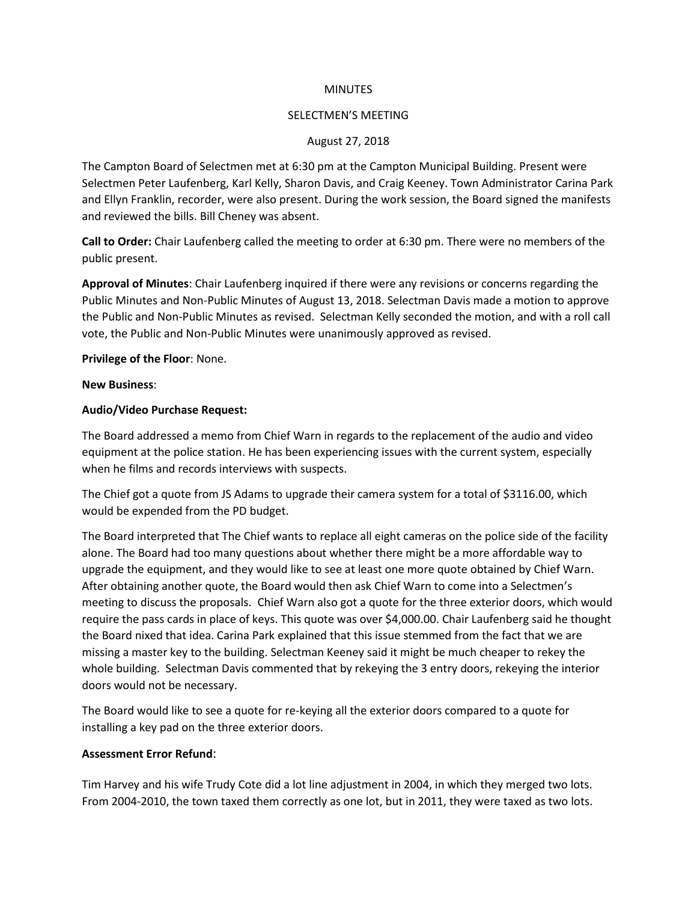MINUTES

SELECTMEN'S MEETING

August 27, 2018

The Campton Board of Selectmen met at 6:30 pm at the Campton Municipal Building. Present were Selectmen Peter Laufenberg, Karl Kelly, Sharon Davis, and Craig Keeney. Town Administrator Carina Park and Ellyn Franklin, recorder, were also present. During the work session, the Board signed the manifests and reviewed the bills. Bill Cheney was absent.

**Call to Order:** Chair Laufenberg called the meeting to order at 6:30 pm. There were no members of the public present.

**Approval of Minutes**: Chair Laufenberg inquired if there were any revisions or concerns regarding the Public Minutes and Non-Public Minutes of August 13, 2018. Selectman Davis made a motion to approve the Public and Non-Public Minutes as revised. Selectman Kelly seconded the motion, and with a roll call vote, the Public and Non-Public Minutes were unanimously approved as revised.

**Privilege of the Floor**: None.

**New Business**:

**Audio/Video Purchase Request:**

The Board addressed a memo from Chief Warn in regards to the replacement of the audio and video equipment at the police station. He has been experiencing issues with the current system, especially when he films and records interviews with suspects.

The Chief got a quote from JS Adams to upgrade their camera system for a total of $3116.00, which would be expended from the PD budget.

The Board interpreted that The Chief wants to replace all eight cameras on the police side of the facility alone. The Board had too many questions about whether there might be a more affordable way to upgrade the equipment, and they would like to see at least one more quote obtained by Chief Warn. After obtaining another quote, the Board would then ask Chief Warn to come into a Selectmen's meeting to discuss the proposals. Chief Warn also got a quote for the three exterior doors, which would require the pass cards in place of keys. This quote was over $4,000.00. Chair Laufenberg said he thought the Board nixed that idea. Carina Park explained that this issue stemmed from the fact that we are missing a master key to the building. Selectman Keeney said it might be much cheaper to rekey the whole building. Selectman Davis commented that by rekeying the 3 entry doors, rekeying the interior doors would not be necessary.

The Board would like to see a quote for re-keying all the exterior doors compared to a quote for installing a key pad on the three exterior doors.

**Assessment Error Refund**:

Tim Harvey and his wife Trudy Cote did a lot line adjustment in 2004, in which they merged two lots. From 2004-2010, the town taxed them correctly as one lot, but in 2011, they were taxed as two lots.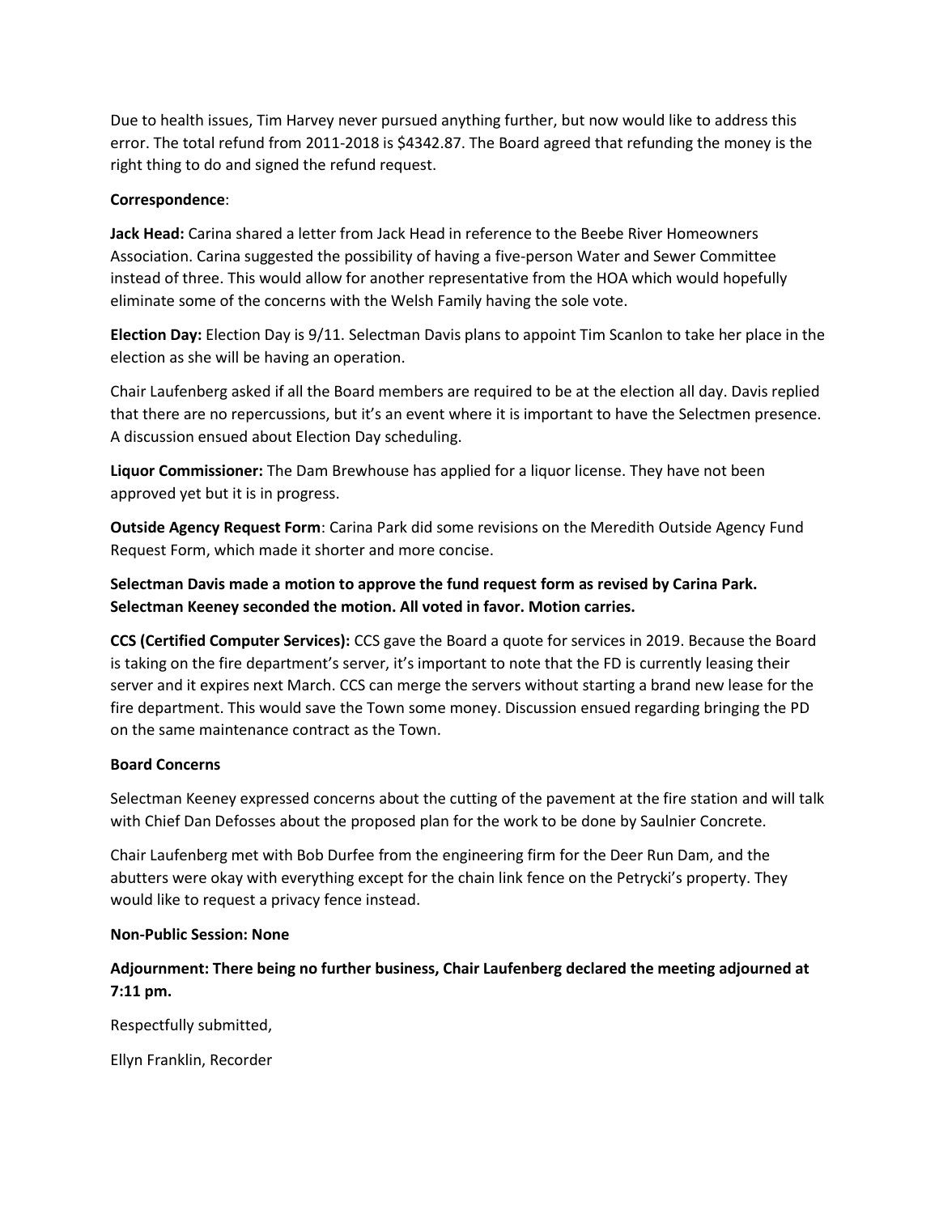Due to health issues, Tim Harvey never pursued anything further, but now would like to address this error. The total refund from 2011-2018 is $4342.87. The Board agreed that refunding the money is the right thing to do and signed the refund request.

**Correspondence**:

**Jack Head:** Carina shared a letter from Jack Head in reference to the Beebe River Homeowners Association. Carina suggested the possibility of having a five-person Water and Sewer Committee instead of three. This would allow for another representative from the HOA which would hopefully eliminate some of the concerns with the Welsh Family having the sole vote.

**Election Day:** Election Day is 9/11. Selectman Davis plans to appoint Tim Scanlon to take her place in the election as she will be having an operation.

Chair Laufenberg asked if all the Board members are required to be at the election all day. Davis replied that there are no repercussions, but it's an event where it is important to have the Selectmen presence. A discussion ensued about Election Day scheduling.

**Liquor Commissioner:** The Dam Brewhouse has applied for a liquor license. They have not been approved yet but it is in progress.

**Outside Agency Request Form**: Carina Park did some revisions on the Meredith Outside Agency Fund Request Form, which made it shorter and more concise.

**Selectman Davis made a motion to approve the fund request form as revised by Carina Park. Selectman Keeney seconded the motion. All voted in favor. Motion carries.**

**CCS (Certified Computer Services):** CCS gave the Board a quote for services in 2019. Because the Board is taking on the fire department's server, it's important to note that the FD is currently leasing their server and it expires next March. CCS can merge the servers without starting a brand new lease for the fire department. This would save the Town some money. Discussion ensued regarding bringing the PD on the same maintenance contract as the Town.

**Board Concerns**

Selectman Keeney expressed concerns about the cutting of the pavement at the fire station and will talk with Chief Dan Defosses about the proposed plan for the work to be done by Saulnier Concrete.

Chair Laufenberg met with Bob Durfee from the engineering firm for the Deer Run Dam, and the abutters were okay with everything except for the chain link fence on the Petrycki's property. They would like to request a privacy fence instead.

**Non-Public Session: None**

**Adjournment: There being no further business, Chair Laufenberg declared the meeting adjourned at 7:11 pm.**

Respectfully submitted,

Ellyn Franklin, Recorder